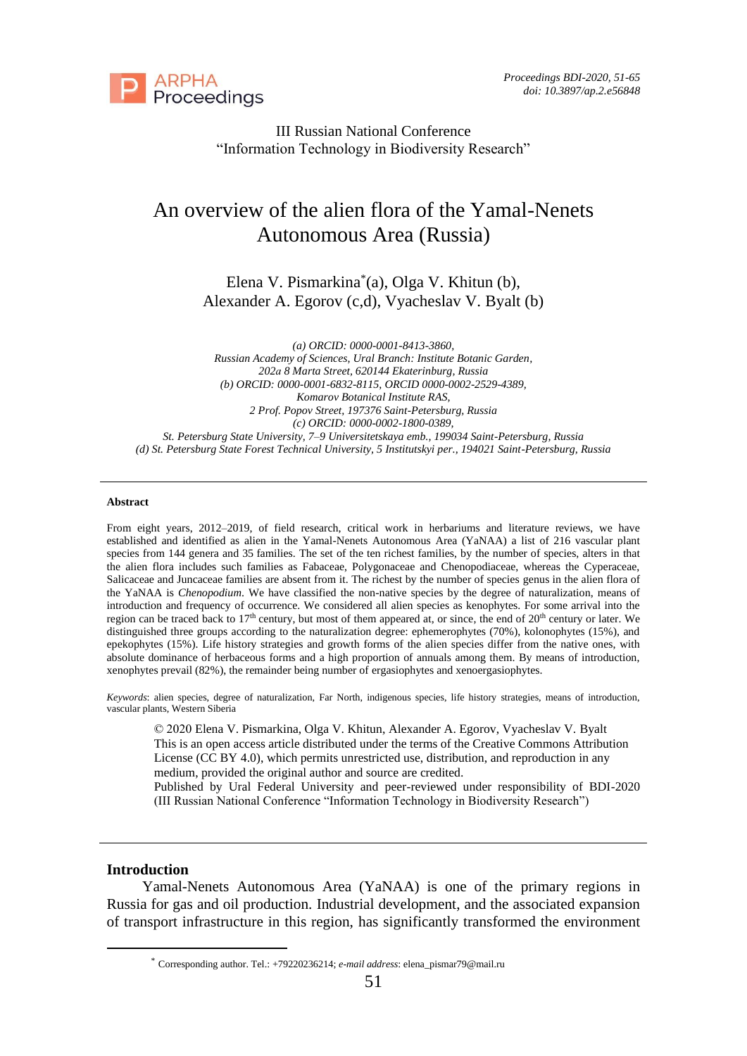III Russian National Conference
"Information Technology in Biodiversity Research"

# An overview of the alien flora of the Yamal-Nenets Autonomous Area (Russia)

Elena V. Pismarkina* (a), Olga V. Khitun (b), Alexander A. Egorov (c,d), Vyacheslav V. Byalt (b)

*(a) ORCID: 0000-0001-8413-3860,*
*Russian Academy of Sciences, Ural Branch: Institute Botanic Garden,*
*202a 8 Marta Street, 620144 Ekaterinburg, Russia*
*(b) ORCID: 0000-0001-6832-8115, ORCID 0000-0002-2529-4389,*
*Komarov Botanical Institute RAS,*
*2 Prof. Popov Street, 197376 Saint-Petersburg, Russia*
*(c) ORCID: 0000-0002-1800-0389,*
*St. Petersburg State University, 7–9 Universitetskaya emb., 199034 Saint-Petersburg, Russia*
*(d) St. Petersburg State Forest Technical University, 5 Institutskyi per., 194021 Saint-Petersburg, Russia*

---

**Abstract**

From eight years, 2012–2019, of field research, critical work in herbariums and literature reviews, we have established and identified as alien in the Yamal-Nenets Autonomous Area (YaNAA) a list of 216 vascular plant species from 144 genera and 35 families. The set of the ten richest families, by the number of species, alters in that the alien flora includes such families as Fabaceae, Polygonaceae and Chenopodiaceae, whereas the Cyperaceae, Salicaceae and Juncaceae families are absent from it. The richest by the number of species genus in the alien flora of the YaNAA is *Chenopodium*. We have classified the non-native species by the degree of naturalization, means of introduction and frequency of occurrence. We considered all alien species as kenophytes. For some arrival into the region can be traced back to 17th century, but most of them appeared at, or since, the end of 20th century or later. We distinguished three groups according to the naturalization degree: ephemerophytes (70%), kolonophytes (15%), and epekophytes (15%). Life history strategies and growth forms of the alien species differ from the native ones, with absolute dominance of herbaceous forms and a high proportion of annuals among them. By means of introduction, xenophytes prevail (82%), the remainder being number of ergasiophytes and xenoergasiophytes.

*Keywords*: alien species, degree of naturalization, Far North, indigenous species, life history strategies, means of introduction, vascular plants, Western Siberia

© 2020 Elena V. Pismarkina, Olga V. Khitun, Alexander A. Egorov, Vyacheslav V. Byalt
This is an open access article distributed under the terms of the Creative Commons Attribution License (CC BY 4.0), which permits unrestricted use, distribution, and reproduction in any medium, provided the original author and source are credited.
Published by Ural Federal University and peer-reviewed under responsibility of BDI-2020 (III Russian National Conference "Information Technology in Biodiversity Research")

---

## Introduction

Yamal-Nenets Autonomous Area (YaNAA) is one of the primary regions in Russia for gas and oil production. Industrial development, and the associated expansion of transport infrastructure in this region, has significantly transformed the environment

* Corresponding author. Tel.: +79220236214; *e-mail address*: elena_pismar79@mail.ru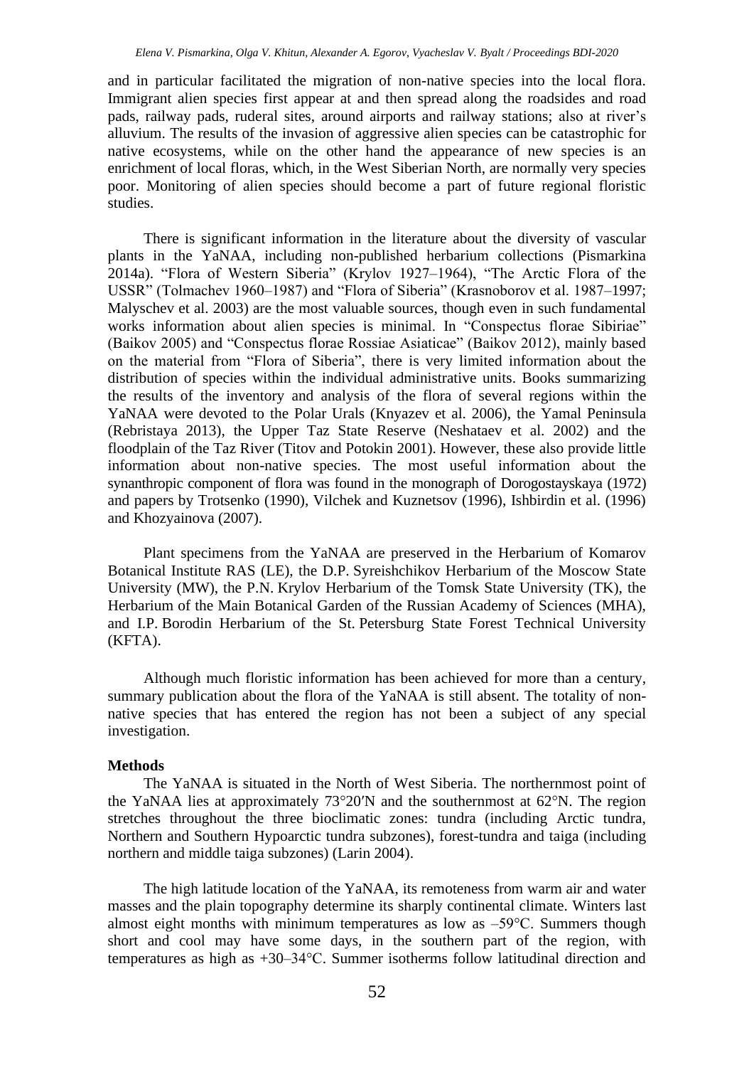and in particular facilitated the migration of non-native species into the local flora. Immigrant alien species first appear at and then spread along the roadsides and road pads, railway pads, ruderal sites, around airports and railway stations; also at river's alluvium. The results of the invasion of aggressive alien species can be catastrophic for native ecosystems, while on the other hand the appearance of new species is an enrichment of local floras, which, in the West Siberian North, are normally very species poor. Monitoring of alien species should become a part of future regional floristic studies.

There is significant information in the literature about the diversity of vascular plants in the YaNAA, including non-published herbarium collections (Pismarkina 2014a). "Flora of Western Siberia" (Krylov 1927–1964), "The Arctic Flora of the USSR" (Tolmachev 1960–1987) and "Flora of Siberia" (Krasnoborov et al. 1987–1997; Malyschev et al. 2003) are the most valuable sources, though even in such fundamental works information about alien species is minimal. In "Conspectus florae Sibiriae" (Baikov 2005) and "Conspectus florae Rossiae Asiaticae" (Baikov 2012), mainly based on the material from "Flora of Siberia", there is very limited information about the distribution of species within the individual administrative units. Books summarizing the results of the inventory and analysis of the flora of several regions within the YaNAA were devoted to the Polar Urals (Knyazev et al. 2006), the Yamal Peninsula (Rebristaya 2013), the Upper Taz State Reserve (Neshataev et al. 2002) and the floodplain of the Taz River (Titov and Potokin 2001). However, these also provide little information about non-native species. The most useful information about the synanthropic component of flora was found in the monograph of Dorogostayskaya (1972) and papers by Trotsenko (1990), Vilchek and Kuznetsov (1996), Ishbirdin et al. (1996) and Khozyainova (2007).

Plant specimens from the YaNAA are preserved in the Herbarium of Komarov Botanical Institute RAS (LE), the D.P. Syreishchikov Herbarium of the Moscow State University (MW), the P.N. Krylov Herbarium of the Tomsk State University (TK), the Herbarium of the Main Botanical Garden of the Russian Academy of Sciences (MHA), and I.P. Borodin Herbarium of the St. Petersburg State Forest Technical University (KFTA).

Although much floristic information has been achieved for more than a century, summary publication about the flora of the YaNAA is still absent. The totality of non-native species that has entered the region has not been a subject of any special investigation.

**Methods**

The YaNAA is situated in the North of West Siberia. The northernmost point of the YaNAA lies at approximately 73°20′N and the southernmost at 62°N. The region stretches throughout the three bioclimatic zones: tundra (including Arctic tundra, Northern and Southern Hypoarctic tundra subzones), forest-tundra and taiga (including northern and middle taiga subzones) (Larin 2004).

The high latitude location of the YaNAA, its remoteness from warm air and water masses and the plain topography determine its sharply continental climate. Winters last almost eight months with minimum temperatures as low as –59°C. Summers though short and cool may have some days, in the southern part of the region, with temperatures as high as +30–34°C. Summer isotherms follow latitudinal direction and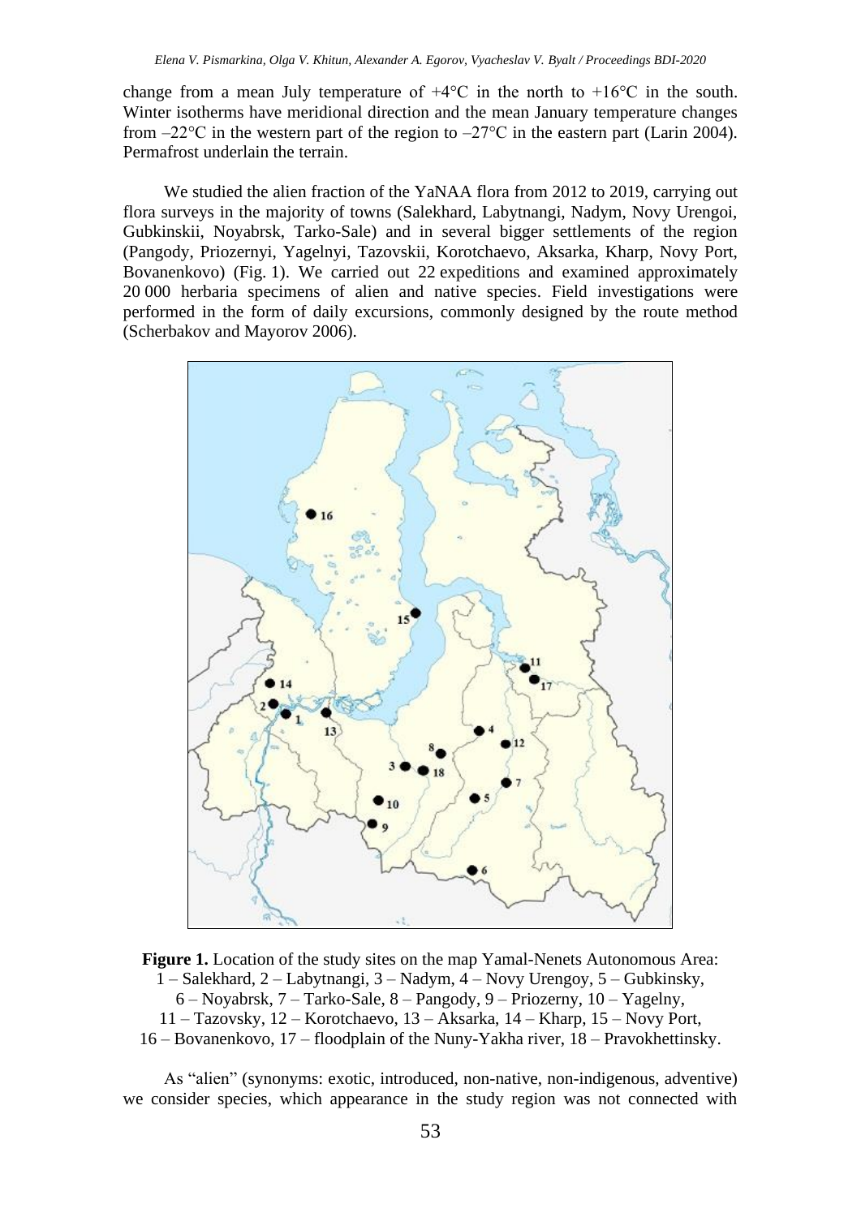change from a mean July temperature of +4°C in the north to +16°C in the south. Winter isotherms have meridional direction and the mean January temperature changes from –22°C in the western part of the region to –27°C in the eastern part (Larin 2004). Permafrost underlain the terrain.

We studied the alien fraction of the YaNAA flora from 2012 to 2019, carrying out flora surveys in the majority of towns (Salekhard, Labytnangi, Nadym, Novy Urengoi, Gubkinskii, Noyabrsk, Tarko-Sale) and in several bigger settlements of the region (Pangody, Priozernyi, Yagelnyi, Tazovskii, Korotchaevo, Aksarka, Kharp, Novy Port, Bovanenkovo) (Fig. 1). We carried out 22 expeditions and examined approximately 20 000 herbaria specimens of alien and native species. Field investigations were performed in the form of daily excursions, commonly designed by the route method (Scherbakov and Mayorov 2006).

**Figure 1.** Location of the study sites on the map Yamal-Nenets Autonomous Area: 1 – Salekhard, 2 – Labytnangi, 3 – Nadym, 4 – Novy Urengoy, 5 – Gubkinsky, 6 – Noyabrsk, 7 – Tarko-Sale, 8 – Pangody, 9 – Priozerny, 10 – Yagelny, 11 – Tazovsky, 12 – Korotchaevo, 13 – Aksarka, 14 – Kharp, 15 – Novy Port, 16 – Bovanenkovo, 17 – floodplain of the Nuny-Yakha river, 18 – Pravokhettinsky.

As "alien" (synonyms: exotic, introduced, non-native, non-indigenous, adventive) we consider species, which appearance in the study region was not connected with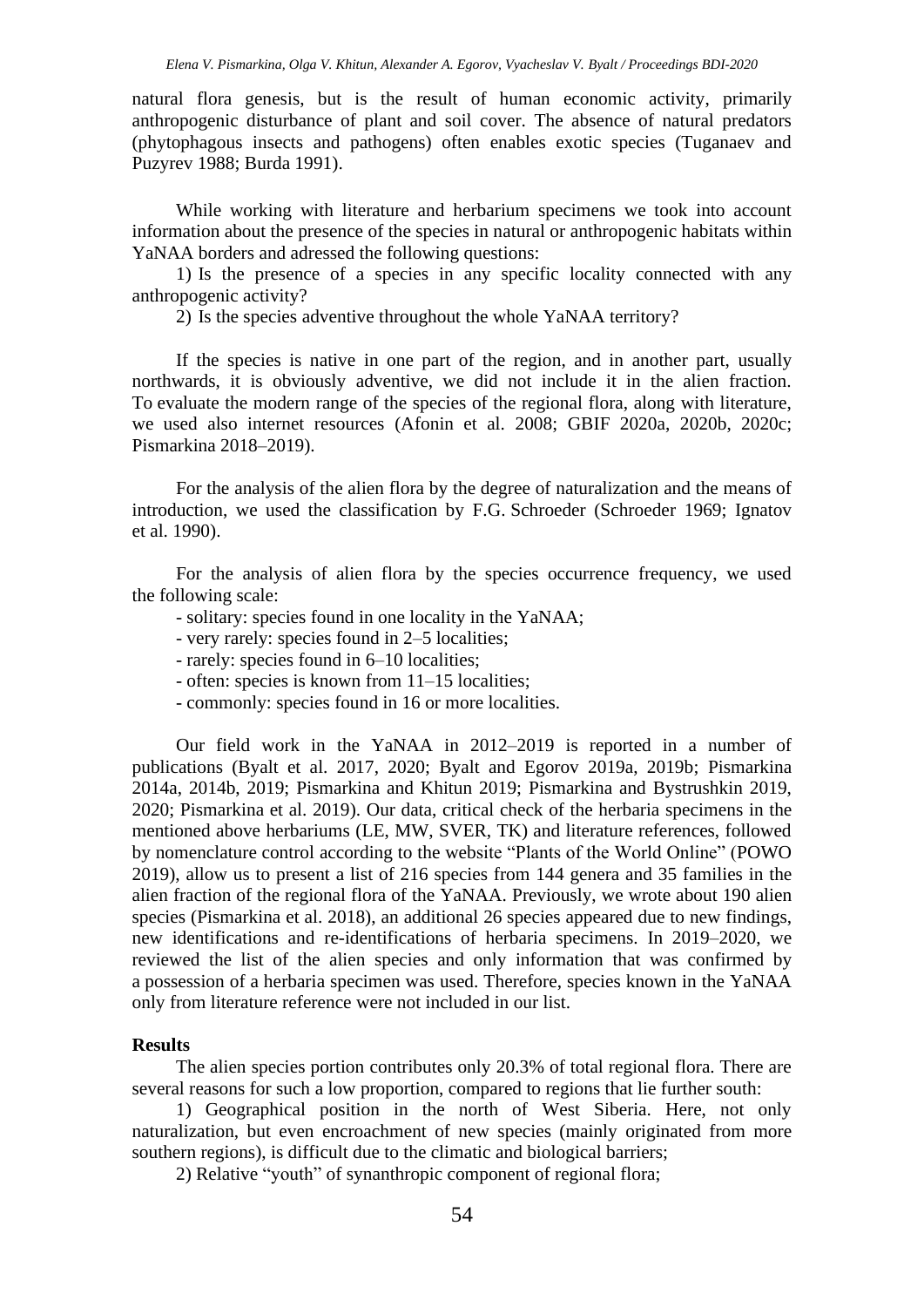natural flora genesis, but is the result of human economic activity, primarily anthropogenic disturbance of plant and soil cover. The absence of natural predators (phytophagous insects and pathogens) often enables exotic species (Tuganaev and Puzyrev 1988; Burda 1991).

While working with literature and herbarium specimens we took into account information about the presence of the species in natural or anthropogenic habitats within YaNAA borders and adressed the following questions:

1) Is the presence of a species in any specific locality connected with any anthropogenic activity?

2) Is the species adventive throughout the whole YaNAA territory?

If the species is native in one part of the region, and in another part, usually northwards, it is obviously adventive, we did not include it in the alien fraction. To evaluate the modern range of the species of the regional flora, along with literature, we used also internet resources (Afonin et al. 2008; GBIF 2020a, 2020b, 2020c; Pismarkina 2018–2019).

For the analysis of the alien flora by the degree of naturalization and the means of introduction, we used the classification by F.G. Schroeder (Schroeder 1969; Ignatov et al. 1990).

For the analysis of alien flora by the species occurrence frequency, we used the following scale:

- solitary: species found in one locality in the YaNAA;
- very rarely: species found in 2–5 localities;
- rarely: species found in 6–10 localities;
- often: species is known from 11–15 localities;
- commonly: species found in 16 or more localities.

Our field work in the YaNAA in 2012–2019 is reported in a number of publications (Byalt et al. 2017, 2020; Byalt and Egorov 2019a, 2019b; Pismarkina 2014a, 2014b, 2019; Pismarkina and Khitun 2019; Pismarkina and Bystrushkin 2019, 2020; Pismarkina et al. 2019). Our data, critical check of the herbaria specimens in the mentioned above herbariums (LE, MW, SVER, TK) and literature references, followed by nomenclature control according to the website "Plants of the World Online" (POWO 2019), allow us to present a list of 216 species from 144 genera and 35 families in the alien fraction of the regional flora of the YaNAA. Previously, we wrote about 190 alien species (Pismarkina et al. 2018), an additional 26 species appeared due to new findings, new identifications and re-identifications of herbaria specimens. In 2019–2020, we reviewed the list of the alien species and only information that was confirmed by a possession of a herbaria specimen was used. Therefore, species known in the YaNAA only from literature reference were not included in our list.

**Results**

The alien species portion contributes only 20.3% of total regional flora. There are several reasons for such a low proportion, compared to regions that lie further south:

1) Geographical position in the north of West Siberia. Here, not only naturalization, but even encroachment of new species (mainly originated from more southern regions), is difficult due to the climatic and biological barriers;

2) Relative "youth" of synanthropic component of regional flora;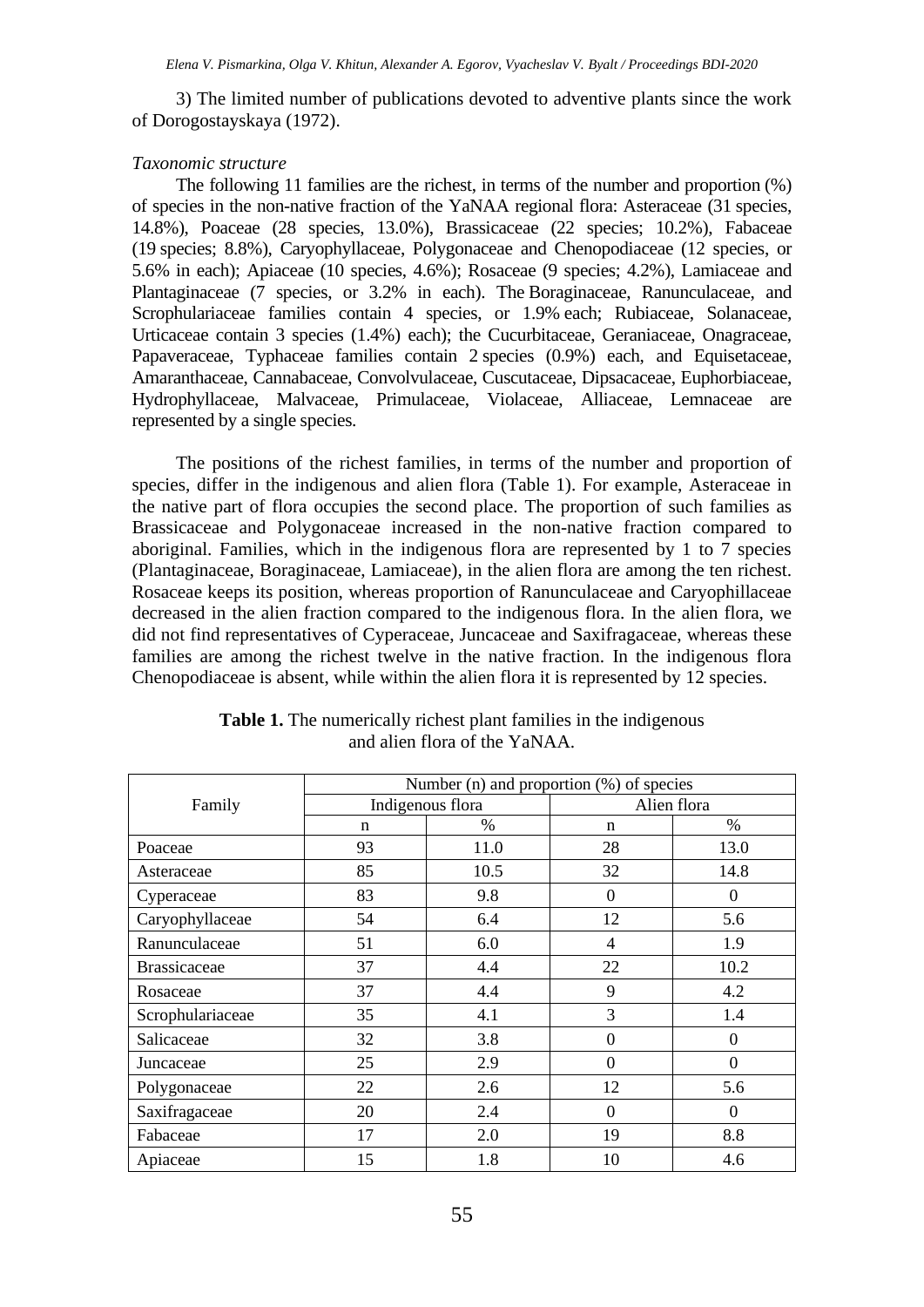3) The limited number of publications devoted to adventive plants since the work of Dorogostayskaya (1972).

*Taxonomic structure*

The following 11 families are the richest, in terms of the number and proportion (%) of species in the non-native fraction of the YaNAA regional flora: Asteraceae (31 species, 14.8%), Poaceae (28 species, 13.0%), Brassicaceae (22 species; 10.2%), Fabaceae (19 species; 8.8%), Caryophyllaceae, Polygonaceae and Chenopodiaceae (12 species, or 5.6% in each); Apiaceae (10 species, 4.6%); Rosaceae (9 species; 4.2%), Lamiaceae and Plantaginaceae (7 species, or 3.2% in each). The Boraginaceae, Ranunculaceae, and Scrophulariaceae families contain 4 species, or 1.9% each; Rubiaceae, Solanaceae, Urticaceae contain 3 species (1.4%) each); the Cucurbitaceae, Geraniaceae, Onagraceae, Papaveraceae, Typhaceae families contain 2 species (0.9%) each, and Equisetaceae, Amaranthaceae, Cannabaceae, Convolvulaceae, Cuscutaceae, Dipsacaceae, Euphorbiaceae, Hydrophyllaceae, Malvaceae, Primulaceae, Violaceae, Alliaceae, Lemnaceae are represented by a single species.

The positions of the richest families, in terms of the number and proportion of species, differ in the indigenous and alien flora (Table 1). For example, Asteraceae in the native part of flora occupies the second place. The proportion of such families as Brassicaceae and Polygonaceae increased in the non-native fraction compared to aboriginal. Families, which in the indigenous flora are represented by 1 to 7 species (Plantaginaceae, Boraginaceae, Lamiaceae), in the alien flora are among the ten richest. Rosaceae keeps its position, whereas proportion of Ranunculaceae and Caryophillaceae decreased in the alien fraction compared to the indigenous flora. In the alien flora, we did not find representatives of Cyperaceae, Juncaceae and Saxifragaceae, whereas these families are among the richest twelve in the native fraction. In the indigenous flora Chenopodiaceae is absent, while within the alien flora it is represented by 12 species.

**Table 1.** The numerically richest plant families in the indigenous and alien flora of the YaNAA.

| Family | Number (n) and proportion (%) of species | | | |
|---|---|---|---|---|
| | Indigenous flora | | Alien flora | |
| | n | % | n | % |
| Poaceae | 93 | 11.0 | 28 | 13.0 |
| Asteraceae | 85 | 10.5 | 32 | 14.8 |
| Cyperaceae | 83 | 9.8 | 0 | 0 |
| Caryophyllaceae | 54 | 6.4 | 12 | 5.6 |
| Ranunculaceae | 51 | 6.0 | 4 | 1.9 |
| Brassicaceae | 37 | 4.4 | 22 | 10.2 |
| Rosaceae | 37 | 4.4 | 9 | 4.2 |
| Scrophulariaceae | 35 | 4.1 | 3 | 1.4 |
| Salicaceae | 32 | 3.8 | 0 | 0 |
| Juncaceae | 25 | 2.9 | 0 | 0 |
| Polygonaceae | 22 | 2.6 | 12 | 5.6 |
| Saxifragaceae | 20 | 2.4 | 0 | 0 |
| Fabaceae | 17 | 2.0 | 19 | 8.8 |
| Apiaceae | 15 | 1.8 | 10 | 4.6 |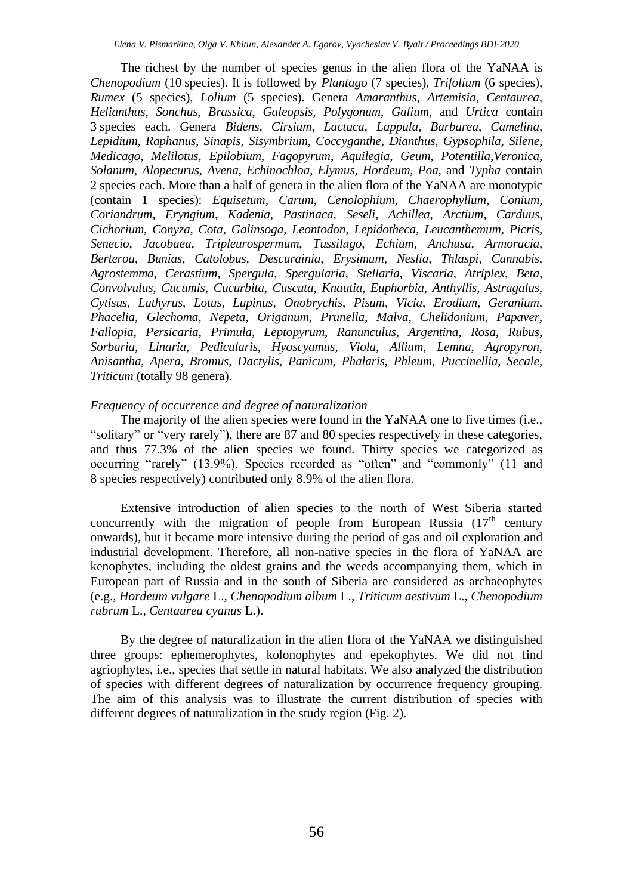The richest by the number of species genus in the alien flora of the YaNAA is *Chenopodium* (10 species). It is followed by *Plantago* (7 species), *Trifolium* (6 species), *Rumex* (5 species), *Lolium* (5 species). Genera *Amaranthus*, *Artemisia*, *Centaurea*, *Helianthus*, *Sonchus*, *Brassica*, *Galeopsis*, *Polygonum*, *Galium*, and *Urtica* contain 3 species each. Genera *Bidens*, *Cirsium*, *Lactuca*, *Lappula*, *Barbarea*, *Camelina*, *Lepidium*, *Raphanus*, *Sinapis*, *Sisymbrium*, *Coccyganthe*, *Dianthus*, *Gypsophila*, *Silene*, *Medicago*, *Melilotus*, *Epilobium*, *Fagopyrum*, *Aquilegia*, *Geum*, *Potentilla*,*Veronica*, *Solanum*, *Alopecurus*, *Avena*, *Echinochloa*, *Elymus*, *Hordeum*, *Poa*, and *Typha* contain 2 species each. More than a half of genera in the alien flora of the YaNAA are monotypic (contain 1 species): *Equisetum*, *Carum*, *Cenolophium*, *Chaerophyllum*, *Conium*, *Coriandrum*, *Eryngium*, *Kadenia*, *Pastinaca*, *Seseli*, *Achillea*, *Arctium*, *Carduus*, *Cichorium*, *Conyza*, *Cota*, *Galinsoga*, *Leontodon*, *Lepidotheca*, *Leucanthemum*, *Picris*, *Senecio*, *Jacobaea*, *Tripleurospermum*, *Tussilago*, *Echium*, *Anchusa*, *Armoracia*, *Berteroa*, *Bunias*, *Catolobus*, *Descurainia*, *Erysimum*, *Neslia*, *Thlaspi*, *Cannabis*, *Agrostemma*, *Cerastium*, *Spergula*, *Spergularia*, *Stellaria*, *Viscaria*, *Atriplex*, *Beta*, *Convolvulus*, *Cucumis*, *Cucurbita*, *Cuscuta*, *Knautia*, *Euphorbia*, *Anthyllis*, *Astragalus*, *Cytisus*, *Lathyrus*, *Lotus*, *Lupinus*, *Onobrychis*, *Pisum*, *Vicia*, *Erodium*, *Geranium*, *Phacelia*, *Glechoma*, *Nepeta*, *Origanum*, *Prunella*, *Malva*, *Chelidonium*, *Papaver*, *Fallopia*, *Persicaria*, *Primula*, *Leptopyrum*, *Ranunculus*, *Argentina*, *Rosa*, *Rubus*, *Sorbaria*, *Linaria*, *Pedicularis*, *Hyoscyamus*, *Viola*, *Allium*, *Lemna*, *Agropyron*, *Anisantha*, *Apera*, *Bromus*, *Dactylis*, *Panicum*, *Phalaris*, *Phleum*, *Puccinellia*, *Secale*, *Triticum* (totally 98 genera).

*Frequency of occurrence and degree of naturalization*

The majority of the alien species were found in the YaNAA one to five times (i.e., "solitary" or "very rarely"), there are 87 and 80 species respectively in these categories, and thus 77.3% of the alien species we found. Thirty species we categorized as occurring "rarely" (13.9%). Species recorded as "often" and "commonly" (11 and 8 species respectively) contributed only 8.9% of the alien flora.

Extensive introduction of alien species to the north of West Siberia started concurrently with the migration of people from European Russia ($17^{th}$ century onwards), but it became more intensive during the period of gas and oil exploration and industrial development. Therefore, all non-native species in the flora of YaNAA are kenophytes, including the oldest grains and the weeds accompanying them, which in European part of Russia and in the south of Siberia are considered as archaeophytes (e.g., *Hordeum vulgare* L., *Chenopodium album* L., *Triticum aestivum* L., *Chenopodium rubrum* L., *Centaurea cyanus* L.).

By the degree of naturalization in the alien flora of the YaNAA we distinguished three groups: ephemerophytes, kolonophytes and epekophytes. We did not find agriophytes, i.e., species that settle in natural habitats. We also analyzed the distribution of species with different degrees of naturalization by occurrence frequency grouping. The aim of this analysis was to illustrate the current distribution of species with different degrees of naturalization in the study region (Fig. 2).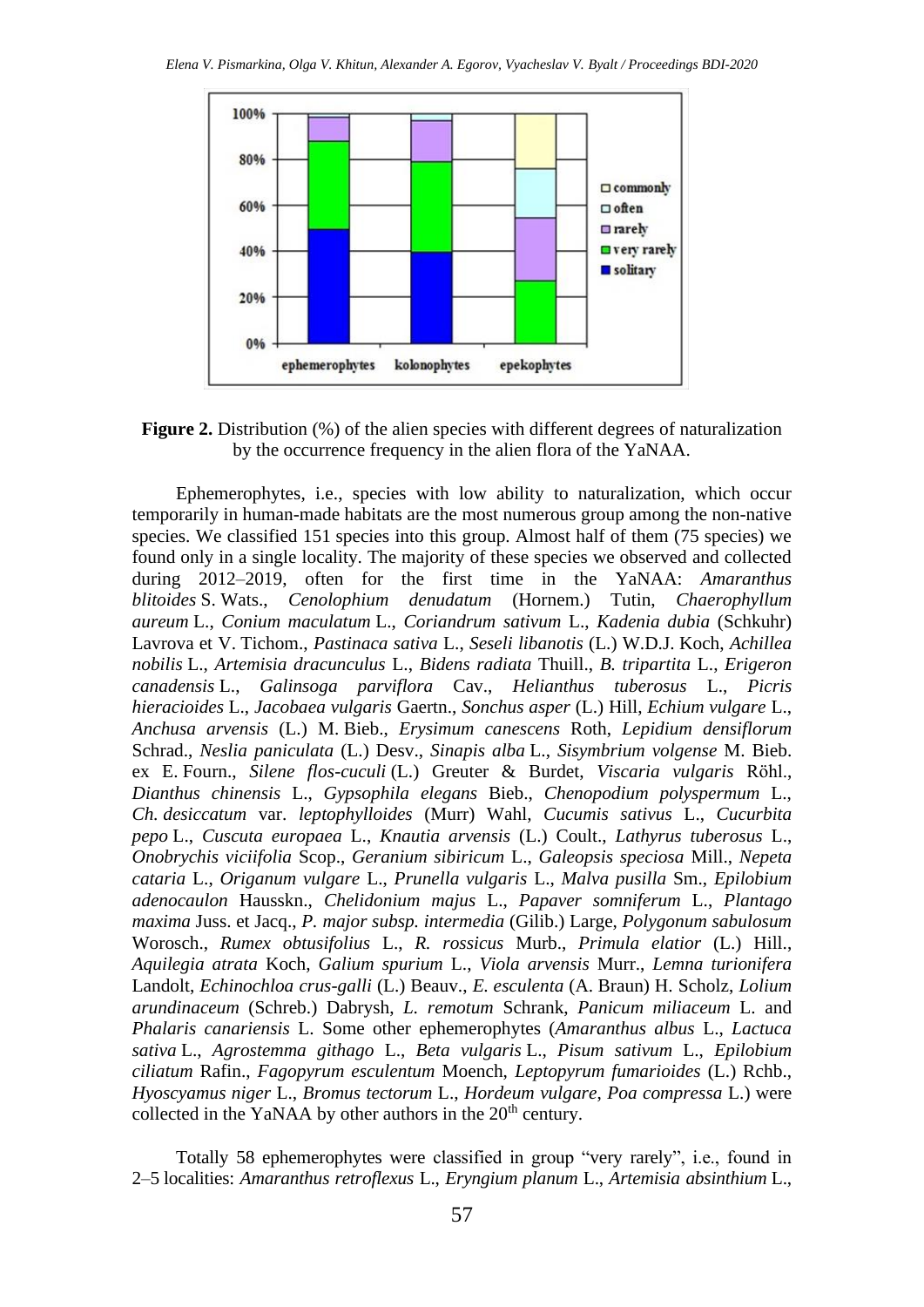**Figure 2.** Distribution (%) of the alien species with different degrees of naturalization by the occurrence frequency in the alien flora of the YaNAA.

Ephemerophytes, i.e., species with low ability to naturalization, which occur temporarily in human-made habitats are the most numerous group among the non-native species. We classified 151 species into this group. Almost half of them (75 species) we found only in a single locality. The majority of these species we observed and collected during 2012–2019, often for the first time in the YaNAA: *Amaranthus blitoides* S. Wats., *Cenolophium denudatum* (Hornem.) Tutin, *Chaerophyllum aureum* L., *Conium maculatum* L., *Coriandrum sativum* L., *Kadenia dubia* (Schkuhr) Lavrova et V. Tichom., *Pastinaca sativa* L., *Seseli libanotis* (L.) W.D.J. Koch, *Achillea nobilis* L., *Artemisia dracunculus* L., *Bidens radiata* Thuill., *B. tripartita* L., *Erigeron canadensis* L., *Galinsoga parviflora* Cav., *Helianthus tuberosus* L., *Picris hieracioides* L., *Jacobaea vulgaris* Gaertn., *Sonchus asper* (L.) Hill, *Echium vulgare* L., *Anchusa arvensis* (L.) M. Bieb., *Erysimum canescens* Roth, *Lepidium densiflorum* Schrad., *Neslia paniculata* (L.) Desv., *Sinapis alba* L., *Sisymbrium volgense* M. Bieb. ex E. Fourn., *Silene flos-cuculi* (L.) Greuter & Burdet, *Viscaria vulgaris* Röhl., *Dianthus chinensis* L., *Gypsophila elegans* Bieb., *Chenopodium polyspermum* L., *Ch. desiccatum* var. *leptophylloides* (Murr) Wahl, *Cucumis sativus* L., *Cucurbita pepo* L., *Cuscuta europaea* L., *Knautia arvensis* (L.) Coult., *Lathyrus tuberosus* L., *Onobrychis viciifolia* Scop., *Geranium sibiricum* L., *Galeopsis speciosa* Mill., *Nepeta cataria* L., *Origanum vulgare* L., *Prunella vulgaris* L., *Malva pusilla* Sm., *Epilobium adenocaulon* Hausskn., *Chelidonium majus* L., *Papaver somniferum* L., *Plantago maxima* Juss. et Jacq., *P. major subsp. intermedia* (Gilib.) Large, *Polygonum sabulosum* Worosch., *Rumex obtusifolius* L., *R. rossicus* Murb., *Primula elatior* (L.) Hill., *Aquilegia atrata* Koch, *Galium spurium* L., *Viola arvensis* Murr., *Lemna turionifera* Landolt, *Echinochloa crus-galli* (L.) Beauv., *E. esculenta* (A. Braun) H. Scholz, *Lolium arundinaceum* (Schreb.) Dabrysh, *L. remotum* Schrank, *Panicum miliaceum* L. and *Phalaris canariensis* L. Some other ephemerophytes (*Amaranthus albus* L., *Lactuca sativa* L., *Agrostemma githago* L., *Beta vulgaris* L., *Pisum sativum* L., *Epilobium ciliatum* Rafin., *Fagopyrum esculentum* Moench, *Leptopyrum fumarioides* (L.) Rchb., *Hyoscyamus niger* L., *Bromus tectorum* L., *Hordeum vulgare*, *Poa compressa* L.) were collected in the YaNAA by other authors in the 20th century.

Totally 58 ephemerophytes were classified in group "very rarely", i.e., found in 2–5 localities: *Amaranthus retroflexus* L., *Eryngium planum* L., *Artemisia absinthium* L.,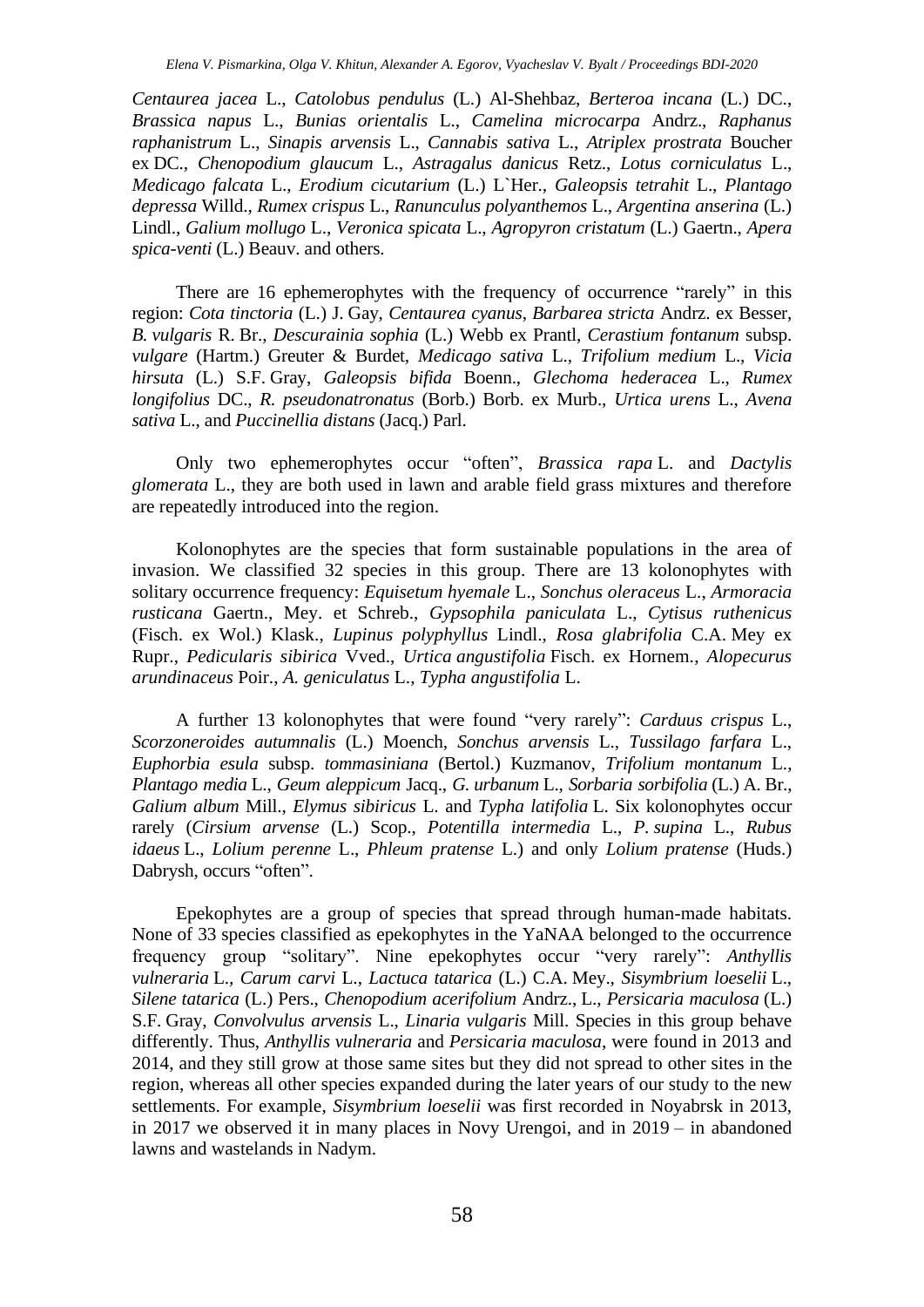*Centaurea jacea* L., *Catolobus pendulus* (L.) Al-Shehbaz, *Berteroa incana* (L.) DC., *Brassica napus* L., *Bunias orientalis* L., *Camelina microcarpa* Andrz., *Raphanus raphanistrum* L., *Sinapis arvensis* L., *Cannabis sativa* L., *Atriplex prostrata* Boucher ex DC., *Chenopodium glaucum* L., *Astragalus danicus* Retz., *Lotus corniculatus* L., *Medicago falcata* L., *Erodium cicutarium* (L.) L`Her., *Galeopsis tetrahit* L., *Plantago depressa* Willd., *Rumex crispus* L., *Ranunculus polyanthemos* L., *Argentina anserina* (L.) Lindl., *Galium mollugo* L., *Veronica spicata* L., *Agropyron cristatum* (L.) Gaertn., *Apera spica-venti* (L.) Beauv. and others.

There are 16 ephemerophytes with the frequency of occurrence "rarely" in this region: *Cota tinctoria* (L.) J. Gay, *Centaurea cyanus*, *Barbarea stricta* Andrz. ex Besser, *B. vulgaris* R. Br., *Descurainia sophia* (L.) Webb ex Prantl, *Cerastium fontanum* subsp. *vulgare* (Hartm.) Greuter & Burdet, *Medicago sativa* L., *Trifolium medium* L., *Vicia hirsuta* (L.) S.F. Gray, *Galeopsis bifida* Boenn., *Glechoma hederacea* L., *Rumex longifolius* DC., *R. pseudonatronatus* (Borb.) Borb. ex Murb., *Urtica urens* L., *Avena sativa* L., and *Puccinellia distans* (Jacq.) Parl.

Only two ephemerophytes occur "often", *Brassica rapa* L. and *Dactylis glomerata* L., they are both used in lawn and arable field grass mixtures and therefore are repeatedly introduced into the region.

Kolonophytes are the species that form sustainable populations in the area of invasion. We classified 32 species in this group. There are 13 kolonophytes with solitary occurrence frequency: *Equisetum hyemale* L., *Sonchus oleraceus* L., *Armoracia rusticana* Gaertn., Mey. et Schreb., *Gypsophila paniculata* L., *Cytisus ruthenicus* (Fisch. ex Wol.) Klask., *Lupinus polyphyllus* Lindl., *Rosa glabrifolia* C.A. Mey ex Rupr., *Pedicularis sibirica* Vved., *Urtica angustifolia* Fisch. ex Hornem., *Alopecurus arundinaceus* Poir., *A. geniculatus* L., *Typha angustifolia* L.

A further 13 kolonophytes that were found "very rarely": *Carduus crispus* L., *Scorzoneroides autumnalis* (L.) Moench, *Sonchus arvensis* L., *Tussilago farfara* L., *Euphorbia esula* subsp. *tommasiniana* (Bertol.) Kuzmanov, *Trifolium montanum* L., *Plantago media* L., *Geum aleppicum* Jacq., *G. urbanum* L., *Sorbaria sorbifolia* (L.) A. Br., *Galium album* Mill., *Elymus sibiricus* L. and *Typha latifolia* L. Six kolonophytes occur rarely (*Cirsium arvense* (L.) Scop., *Potentilla intermedia* L., *P. supina* L., *Rubus idaeus* L., *Lolium perenne* L., *Phleum pratense* L.) and only *Lolium pratense* (Huds.) Dabrysh, occurs "often".

Epekophytes are a group of species that spread through human-made habitats. None of 33 species classified as epekophytes in the YaNAA belonged to the occurrence frequency group "solitary". Nine epekophytes occur "very rarely": *Anthyllis vulneraria* L., *Carum carvi* L., *Lactuca tatarica* (L.) C.A. Mey., *Sisymbrium loeselii* L., *Silene tatarica* (L.) Pers., *Chenopodium acerifolium* Andrz., L., *Persicaria maculosa* (L.) S.F. Gray, *Convolvulus arvensis* L., *Linaria vulgaris* Mill. Species in this group behave differently. Thus, *Anthyllis vulneraria* and *Persicaria maculosa*, were found in 2013 and 2014, and they still grow at those same sites but they did not spread to other sites in the region, whereas all other species expanded during the later years of our study to the new settlements. For example, *Sisymbrium loeselii* was first recorded in Noyabrsk in 2013, in 2017 we observed it in many places in Novy Urengoi, and in 2019 – in abandoned lawns and wastelands in Nadym.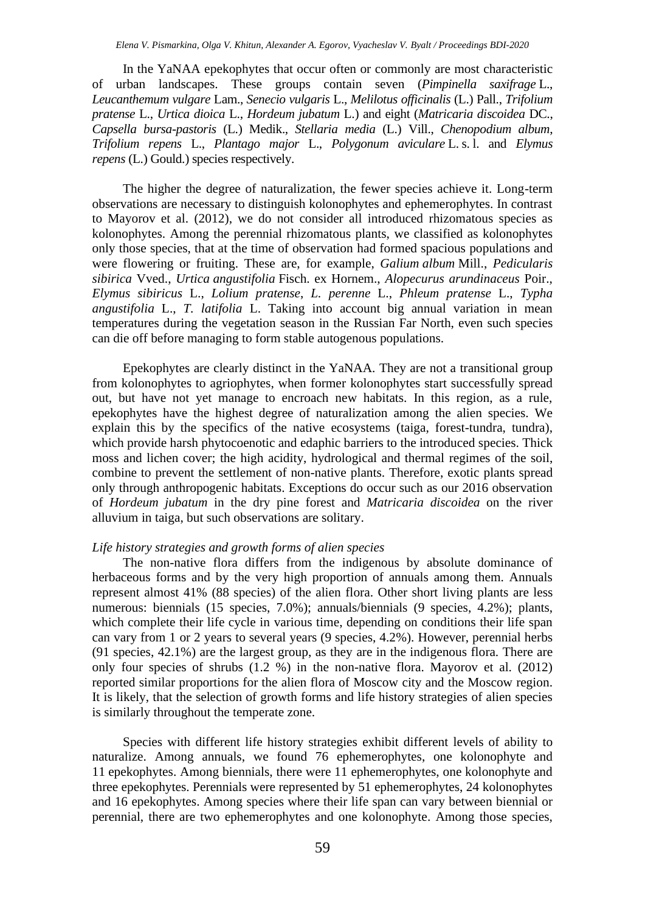In the YaNAA epekophytes that occur often or commonly are most characteristic of urban landscapes. These groups contain seven (*Pimpinella saxifrage* L., *Leucanthemum vulgare* Lam., *Senecio vulgaris* L., *Melilotus officinalis* (L.) Pall., *Trifolium pratense* L., *Urtica dioica* L., *Hordeum jubatum* L.) and eight (*Matricaria discoidea* DC., *Capsella bursa-pastoris* (L.) Medik., *Stellaria media* (L.) Vill., *Chenopodium album*, *Trifolium repens* L., *Plantago major* L., *Polygonum aviculare* L. s. l. and *Elymus repens* (L.) Gould.) species respectively.

The higher the degree of naturalization, the fewer species achieve it. Long-term observations are necessary to distinguish kolonophytes and ephemerophytes. In contrast to Mayorov et al. (2012), we do not consider all introduced rhizomatous species as kolonophytes. Among the perennial rhizomatous plants, we classified as kolonophytes only those species, that at the time of observation had formed spacious populations and were flowering or fruiting. These are, for example, *Galium album* Mill., *Pedicularis sibirica* Vved., *Urtica angustifolia* Fisch. ex Hornem., *Alopecurus arundinaceus* Poir., *Elymus sibiricus* L., *Lolium pratense*, *L. perenne* L., *Phleum pratense* L., *Typha angustifolia* L., *T. latifolia* L. Taking into account big annual variation in mean temperatures during the vegetation season in the Russian Far North, even such species can die off before managing to form stable autogenous populations.

Epekophytes are clearly distinct in the YaNAA. They are not a transitional group from kolonophytes to agriophytes, when former kolonophytes start successfully spread out, but have not yet manage to encroach new habitats. In this region, as a rule, epekophytes have the highest degree of naturalization among the alien species. We explain this by the specifics of the native ecosystems (taiga, forest-tundra, tundra), which provide harsh phytocoenotic and edaphic barriers to the introduced species. Thick moss and lichen cover; the high acidity, hydrological and thermal regimes of the soil, combine to prevent the settlement of non-native plants. Therefore, exotic plants spread only through anthropogenic habitats. Exceptions do occur such as our 2016 observation of *Hordeum jubatum* in the dry pine forest and *Matricaria discoidea* on the river alluvium in taiga, but such observations are solitary.

*Life history strategies and growth forms of alien species*

The non-native flora differs from the indigenous by absolute dominance of herbaceous forms and by the very high proportion of annuals among them. Annuals represent almost 41% (88 species) of the alien flora. Other short living plants are less numerous: biennials (15 species, 7.0%); annuals/biennials (9 species, 4.2%); plants, which complete their life cycle in various time, depending on conditions their life span can vary from 1 or 2 years to several years (9 species, 4.2%). However, perennial herbs (91 species, 42.1%) are the largest group, as they are in the indigenous flora. There are only four species of shrubs (1.2 %) in the non-native flora. Mayorov et al. (2012) reported similar proportions for the alien flora of Moscow city and the Moscow region. It is likely, that the selection of growth forms and life history strategies of alien species is similarly throughout the temperate zone.

Species with different life history strategies exhibit different levels of ability to naturalize. Among annuals, we found 76 ephemerophytes, one kolonophyte and 11 epekophytes. Among biennials, there were 11 ephemerophytes, one kolonophyte and three epekophytes. Perennials were represented by 51 ephemerophytes, 24 kolonophytes and 16 epekophytes. Among species where their life span can vary between biennial or perennial, there are two ephemerophytes and one kolonophyte. Among those species,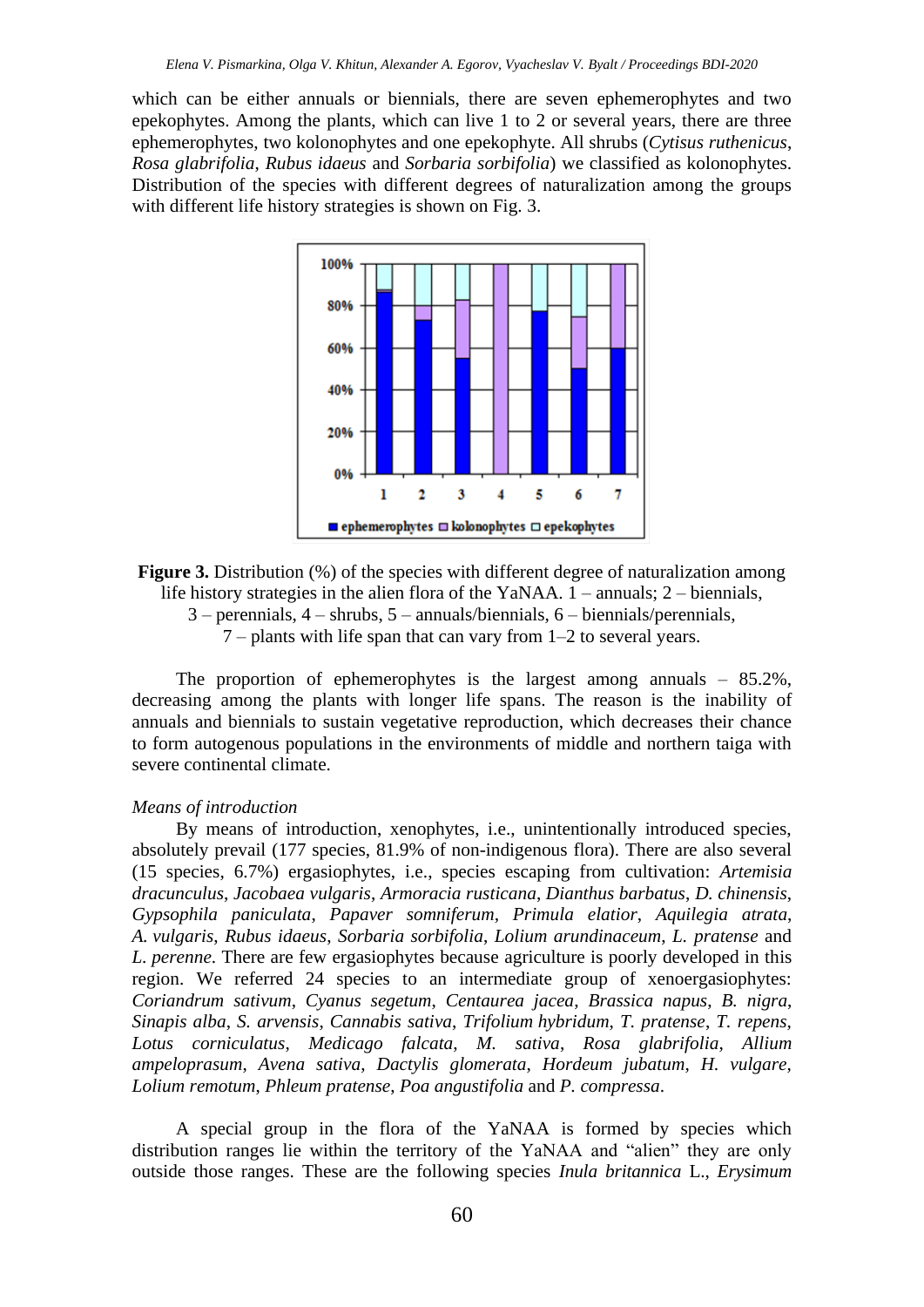which can be either annuals or biennials, there are seven ephemerophytes and two epekophytes. Among the plants, which can live 1 to 2 or several years, there are three ephemerophytes, two kolonophytes and one epekophyte. All shrubs (*Cytisus ruthenicus*, *Rosa glabrifolia*, *Rubus idaeus* and *Sorbaria sorbifolia*) we classified as kolonophytes. Distribution of the species with different degrees of naturalization among the groups with different life history strategies is shown on Fig. 3.

**Figure 3.** Distribution (%) of the species with different degree of naturalization among life history strategies in the alien flora of the YaNAA. 1 – annuals; 2 – biennials, 3 – perennials, 4 – shrubs, 5 – annuals/biennials, 6 – biennials/perennials, 7 – plants with life span that can vary from 1–2 to several years.

The proportion of ephemerophytes is the largest among annuals – 85.2%, decreasing among the plants with longer life spans. The reason is the inability of annuals and biennials to sustain vegetative reproduction, which decreases their chance to form autogenous populations in the environments of middle and northern taiga with severe continental climate.

*Means of introduction*

By means of introduction, xenophytes, i.e., unintentionally introduced species, absolutely prevail (177 species, 81.9% of non-indigenous flora). There are also several (15 species, 6.7%) ergasiophytes, i.e., species escaping from cultivation: *Artemisia dracunculus*, *Jacobaea vulgaris*, *Armoracia rusticana*, *Dianthus barbatus*, *D. chinensis*, *Gypsophila paniculata*, *Papaver somniferum*, *Primula elatior*, *Aquilegia atrata*, *A. vulgaris*, *Rubus idaeus*, *Sorbaria sorbifolia*, *Lolium arundinaceum*, *L. pratense* and *L. perenne*. There are few ergasiophytes because agriculture is poorly developed in this region. We referred 24 species to an intermediate group of xenoergasiophytes: *Coriandrum sativum*, *Cyanus segetum*, *Centaurea jacea*, *Brassica napus*, *B. nigra*, *Sinapis alba*, *S. arvensis*, *Cannabis sativa*, *Trifolium hybridum*, *T. pratense*, *T. repens*, *Lotus corniculatus*, *Medicago falcata*, *M. sativa*, *Rosa glabrifolia*, *Allium ampeloprasum*, *Avena sativa*, *Dactylis glomerata*, *Hordeum jubatum*, *H. vulgare*, *Lolium remotum*, *Phleum pratense*, *Poa angustifolia* and *P. compressa*.

A special group in the flora of the YaNAA is formed by species which distribution ranges lie within the territory of the YaNAA and "alien" they are only outside those ranges. These are the following species *Inula britannica* L., *Erysimum*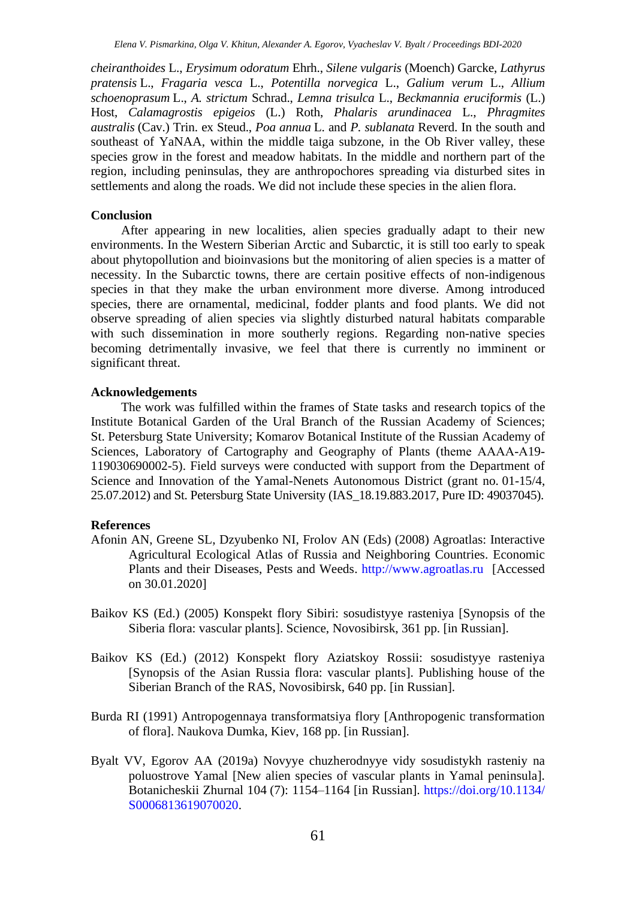*cheiranthoides* L., *Erysimum odoratum* Ehrh., *Silene vulgaris* (Moench) Garcke, *Lathyrus pratensis* L., *Fragaria vesca* L., *Potentilla norvegica* L., *Galium verum* L., *Allium schoenoprasum* L., *A. strictum* Schrad., *Lemna trisulca* L., *Beckmannia eruciformis* (L.) Host, *Calamagrostis epigeios* (L.) Roth, *Phalaris arundinacea* L., *Phragmites australis* (Cav.) Trin. ex Steud., *Poa annua* L. and *P. sublanata* Reverd. In the south and southeast of YaNAA, within the middle taiga subzone, in the Ob River valley, these species grow in the forest and meadow habitats. In the middle and northern part of the region, including peninsulas, they are anthropochores spreading via disturbed sites in settlements and along the roads. We did not include these species in the alien flora.

## Conclusion

After appearing in new localities, alien species gradually adapt to their new environments. In the Western Siberian Arctic and Subarctic, it is still too early to speak about phytopollution and bioinvasions but the monitoring of alien species is a matter of necessity. In the Subarctic towns, there are certain positive effects of non-indigenous species in that they make the urban environment more diverse. Among introduced species, there are ornamental, medicinal, fodder plants and food plants. We did not observe spreading of alien species via slightly disturbed natural habitats comparable with such dissemination in more southerly regions. Regarding non-native species becoming detrimentally invasive, we feel that there is currently no imminent or significant threat.

## Acknowledgements

The work was fulfilled within the frames of State tasks and research topics of the Institute Botanical Garden of the Ural Branch of the Russian Academy of Sciences; St. Petersburg State University; Komarov Botanical Institute of the Russian Academy of Sciences, Laboratory of Cartography and Geography of Plants (theme AAAA-A19-119030690002-5). Field surveys were conducted with support from the Department of Science and Innovation of the Yamal-Nenets Autonomous District (grant no. 01-15/4, 25.07.2012) and St. Petersburg State University (IAS_18.19.883.2017, Pure ID: 49037045).

## References

Afonin AN, Greene SL, Dzyubenko NI, Frolov AN (Eds) (2008) Agroatlas: Interactive Agricultural Ecological Atlas of Russia and Neighboring Countries. Economic Plants and their Diseases, Pests and Weeds. http://www.agroatlas.ru [Accessed on 30.01.2020]

Baikov KS (Ed.) (2005) Konspekt flory Sibiri: sosudistyye rasteniya [Synopsis of the Siberia flora: vascular plants]. Science, Novosibirsk, 361 pp. [in Russian].

Baikov KS (Ed.) (2012) Konspekt flory Aziatskoy Rossii: sosudistyye rasteniya [Synopsis of the Asian Russia flora: vascular plants]. Publishing house of the Siberian Branch of the RAS, Novosibirsk, 640 pp. [in Russian].

Burda RI (1991) Antropogennaya transformatsiya flory [Anthropogenic transformation of flora]. Naukova Dumka, Kiev, 168 pp. [in Russian].

Byalt VV, Egorov AA (2019a) Novyye chuzherodnyye vidy sosudistykh rasteniy na poluostrove Yamal [New alien species of vascular plants in Yamal peninsula]. Botanicheskii Zhurnal 104 (7): 1154–1164 [in Russian]. https://doi.org/10.1134/S0006813619070020.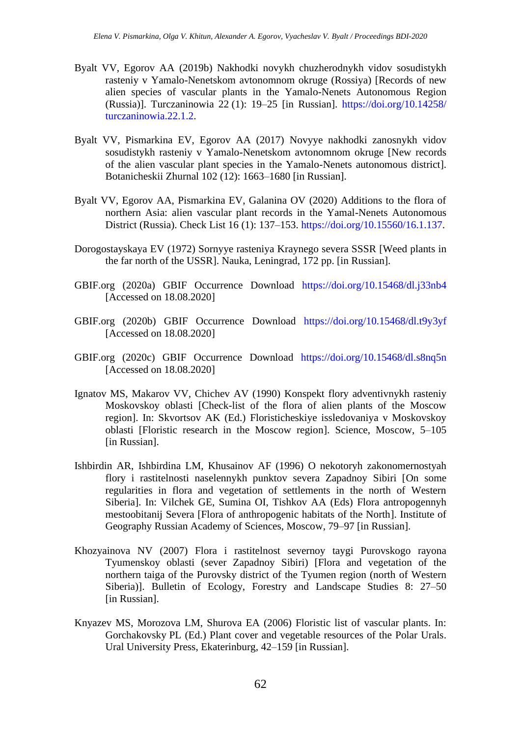Byalt VV, Egorov AA (2019b) Nakhodki novykh chuzherodnykh vidov sosudistykh rasteniy v Yamalo-Nenetskom avtonomnom okruge (Rossiya) [Records of new alien species of vascular plants in the Yamalo-Nenets Autonomous Region (Russia)]. Turczaninowia 22 (1): 19–25 [in Russian]. https://doi.org/10.14258/turczaninowia.22.1.2.

Byalt VV, Pismarkina EV, Egorov AA (2017) Novyye nakhodki zanosnykh vidov sosudistykh rasteniy v Yamalo-Nenetskom avtonomnom okruge [New records of the alien vascular plant species in the Yamalo-Nenets autonomous district]. Botanicheskii Zhurnal 102 (12): 1663–1680 [in Russian].

Byalt VV, Egorov AA, Pismarkina EV, Galanina OV (2020) Additions to the flora of northern Asia: alien vascular plant records in the Yamal-Nenets Autonomous District (Russia). Check List 16 (1): 137–153. https://doi.org/10.15560/16.1.137.

Dorogostayskaya EV (1972) Sornyye rasteniya Kraynego severa SSSR [Weed plants in the far north of the USSR]. Nauka, Leningrad, 172 pp. [in Russian].

GBIF.org (2020a) GBIF Occurrence Download https://doi.org/10.15468/dl.j33nb4 [Accessed on 18.08.2020]

GBIF.org (2020b) GBIF Occurrence Download https://doi.org/10.15468/dl.t9y3yf [Accessed on 18.08.2020]

GBIF.org (2020c) GBIF Occurrence Download https://doi.org/10.15468/dl.s8nq5n [Accessed on 18.08.2020]

Ignatov MS, Makarov VV, Chichev AV (1990) Konspekt flory adventivnykh rasteniy Moskovskoy oblasti [Check-list of the flora of alien plants of the Moscow region]. In: Skvortsov AK (Ed.) Floristicheskiye issledovaniya v Moskovskoy oblasti [Floristic research in the Moscow region]. Science, Moscow, 5–105 [in Russian].

Ishbirdin AR, Ishbirdina LM, Khusainov AF (1996) O nekotoryh zakonomernostyah flory i rastitelnosti naselennykh punktov severa Zapadnoy Sibiri [On some regularities in flora and vegetation of settlements in the north of Western Siberia]. In: Vilchek GE, Sumina OI, Tishkov AA (Eds) Flora antropogennyh mestoobitanij Severa [Flora of anthropogenic habitats of the North]. Institute of Geography Russian Academy of Sciences, Moscow, 79–97 [in Russian].

Khozyainova NV (2007) Flora i rastitelnost severnoy taygi Purovskogo rayona Tyumenskoy oblasti (sever Zapadnoy Sibiri) [Flora and vegetation of the northern taiga of the Purovsky district of the Tyumen region (north of Western Siberia)]. Bulletin of Ecology, Forestry and Landscape Studies 8: 27–50 [in Russian].

Knyazev MS, Morozova LM, Shurova EA (2006) Floristic list of vascular plants. In: Gorchakovsky PL (Ed.) Plant cover and vegetable resources of the Polar Urals. Ural University Press, Ekaterinburg, 42–159 [in Russian].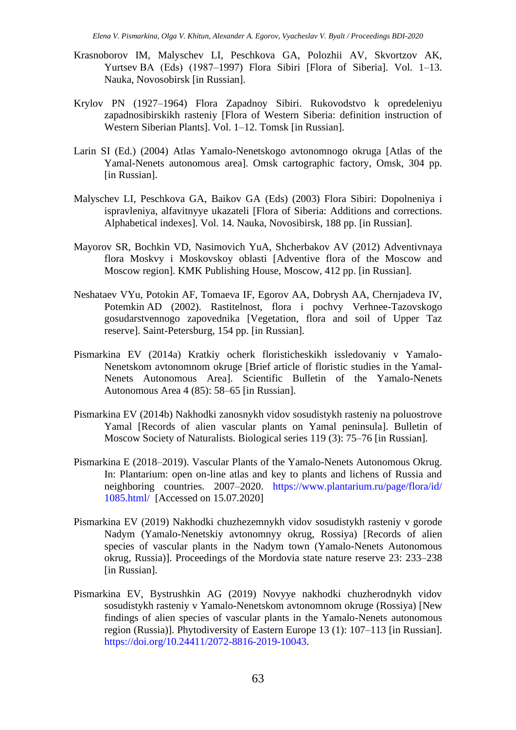Krasnoborov IM, Malyschev LI, Peschkova GA, Polozhii AV, Skvortzov AK, Yurtsev BA (Eds) (1987–1997) Flora Sibiri [Flora of Siberia]. Vol. 1–13. Nauka, Novosobirsk [in Russian].

Krylov PN (1927–1964) Flora Zapadnoy Sibiri. Rukovodstvo k opredeleniyu zapadnosibirskikh rasteniy [Flora of Western Siberia: definition instruction of Western Siberian Plants]. Vol. 1–12. Tomsk [in Russian].

Larin SI (Ed.) (2004) Atlas Yamalo-Nenetskogo avtonomnogo okruga [Atlas of the Yamal-Nenets autonomous area]. Omsk cartographic factory, Omsk, 304 pp. [in Russian].

Malyschev LI, Peschkova GA, Baikov GA (Eds) (2003) Flora Sibiri: Dopolneniya i ispravleniya, alfavitnyye ukazateli [Flora of Siberia: Additions and corrections. Alphabetical indexes]. Vol. 14. Nauka, Novosibirsk, 188 pp. [in Russian].

Mayorov SR, Bochkin VD, Nasimovich YuA, Shcherbakov AV (2012) Adventivnaya flora Moskvy i Moskovskoy oblasti [Adventive flora of the Moscow and Moscow region]. KMK Publishing House, Moscow, 412 pp. [in Russian].

Neshataev VYu, Potokin AF, Tomaeva IF, Egorov AA, Dobrysh AA, Chernjadeva IV, Potemkin AD (2002). Rastitelnost, flora i pochvy Verhnee-Tazovskogo gosudarstvennogo zapovednika [Vegetation, flora and soil of Upper Taz reserve]. Saint-Petersburg, 154 pp. [in Russian].

Pismarkina EV (2014a) Kratkiy ocherk floristicheskikh issledovaniy v Yamalo-Nenetskom avtonomnom okruge [Brief article of floristic studies in the Yamal-Nenets Autonomous Area]. Scientific Bulletin of the Yamalo-Nenets Autonomous Area 4 (85): 58–65 [in Russian].

Pismarkina EV (2014b) Nakhodki zanosnykh vidov sosudistykh rasteniy na poluostrove Yamal [Records of alien vascular plants on Yamal peninsula]. Bulletin of Moscow Society of Naturalists. Biological series 119 (3): 75–76 [in Russian].

Pismarkina E (2018–2019). Vascular Plants of the Yamalo-Nenets Autonomous Okrug. In: Plantarium: open on-line atlas and key to plants and lichens of Russia and neighboring countries. 2007–2020. https://www.plantarium.ru/page/flora/id/1085.html/ [Accessed on 15.07.2020]

Pismarkina EV (2019) Nakhodki chuzhezemnykh vidov sosudistykh rasteniy v gorode Nadym (Yamalo-Nenetskiy avtonomnyy okrug, Rossiya) [Records of alien species of vascular plants in the Nadym town (Yamalo-Nenets Autonomous okrug, Russia)]. Proceedings of the Mordovia state nature reserve 23: 233–238 [in Russian].

Pismarkina EV, Bystrushkin AG (2019) Novyye nakhodki chuzherodnykh vidov sosudistykh rasteniy v Yamalo-Nenetskom avtonomnom okruge (Rossiya) [New findings of alien species of vascular plants in the Yamalo-Nenets autonomous region (Russia)]. Phytodiversity of Eastern Europe 13 (1): 107–113 [in Russian]. https://doi.org/10.24411/2072-8816-2019-10043.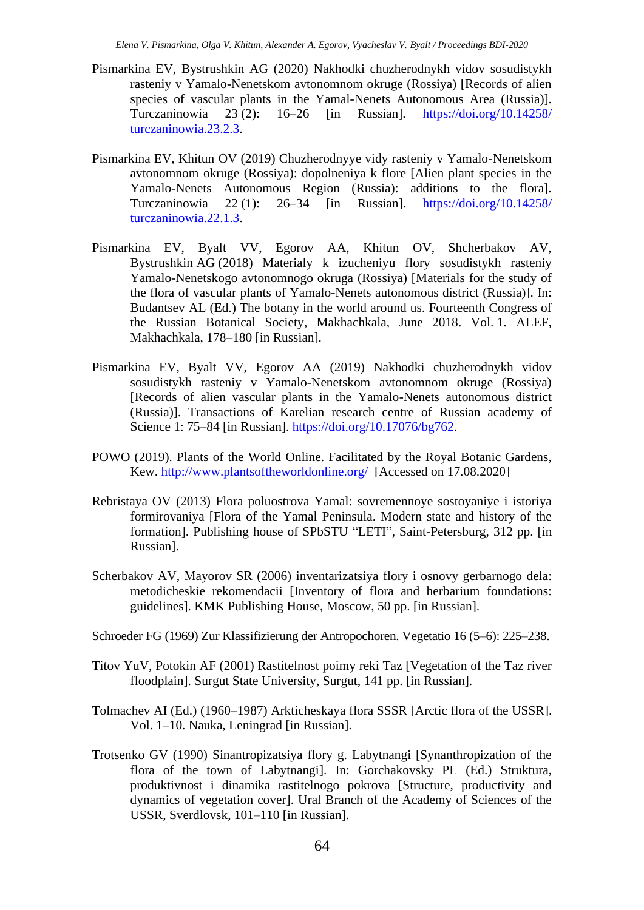Pismarkina EV, Bystrushkin AG (2020) Nakhodki chuzherodnykh vidov sosudistykh rasteniy v Yamalo-Nenetskom avtonomnom okruge (Rossiya) [Records of alien species of vascular plants in the Yamal-Nenets Autonomous Area (Russia)]. Turczaninowia 23 (2): 16–26 [in Russian]. https://doi.org/10.14258/turczaninowia.23.2.3.

Pismarkina EV, Khitun OV (2019) Chuzherodnyye vidy rasteniy v Yamalo-Nenetskom avtonomnom okruge (Rossiya): dopolneniya k flore [Alien plant species in the Yamalo-Nenets Autonomous Region (Russia): additions to the flora]. Turczaninowia 22 (1): 26–34 [in Russian]. https://doi.org/10.14258/turczaninowia.22.1.3.

Pismarkina EV, Byalt VV, Egorov AA, Khitun OV, Shcherbakov AV, Bystrushkin AG (2018) Materialy k izucheniyu flory sosudistykh rasteniy Yamalo-Nenetskogo avtonomnogo okruga (Rossiya) [Materials for the study of the flora of vascular plants of Yamalo-Nenets autonomous district (Russia)]. In: Budantsev AL (Ed.) The botany in the world around us. Fourteenth Congress of the Russian Botanical Society, Makhachkala, June 2018. Vol. 1. ALEF, Makhachkala, 178–180 [in Russian].

Pismarkina EV, Byalt VV, Egorov AA (2019) Nakhodki chuzherodnykh vidov sosudistykh rasteniy v Yamalo-Nenetskom avtonomnom okruge (Rossiya) [Records of alien vascular plants in the Yamalo-Nenets autonomous district (Russia)]. Transactions of Karelian research centre of Russian academy of Science 1: 75–84 [in Russian]. https://doi.org/10.17076/bg762.

POWO (2019). Plants of the World Online. Facilitated by the Royal Botanic Gardens, Kew. http://www.plantsoftheworldonline.org/ [Accessed on 17.08.2020]

Rebristaya OV (2013) Flora poluostrova Yamal: sovremennoye sostoyaniye i istoriya formirovaniya [Flora of the Yamal Peninsula. Modern state and history of the formation]. Publishing house of SPbSTU "LETI", Saint-Petersburg, 312 pp. [in Russian].

Scherbakov AV, Mayorov SR (2006) inventarizatsiya flory i osnovy gerbarnogo dela: metodicheskie rekomendacii [Inventory of flora and herbarium foundations: guidelines]. KMK Publishing House, Moscow, 50 pp. [in Russian].

Schroeder FG (1969) Zur Klassifizierung der Antropochoren. Vegetatio 16 (5–6): 225–238.

Titov YuV, Potokin AF (2001) Rastitelnost poimy reki Taz [Vegetation of the Taz river floodplain]. Surgut State University, Surgut, 141 pp. [in Russian].

Tolmachev AI (Ed.) (1960–1987) Arkticheskaya flora SSSR [Arctic flora of the USSR]. Vol. 1–10. Nauka, Leningrad [in Russian].

Trotsenko GV (1990) Sinantropizatsiya flory g. Labytnangi [Synanthropization of the flora of the town of Labytnangi]. In: Gorchakovsky PL (Ed.) Struktura, produktivnost i dinamika rastitelnogo pokrova [Structure, productivity and dynamics of vegetation cover]. Ural Branch of the Academy of Sciences of the USSR, Sverdlovsk, 101–110 [in Russian].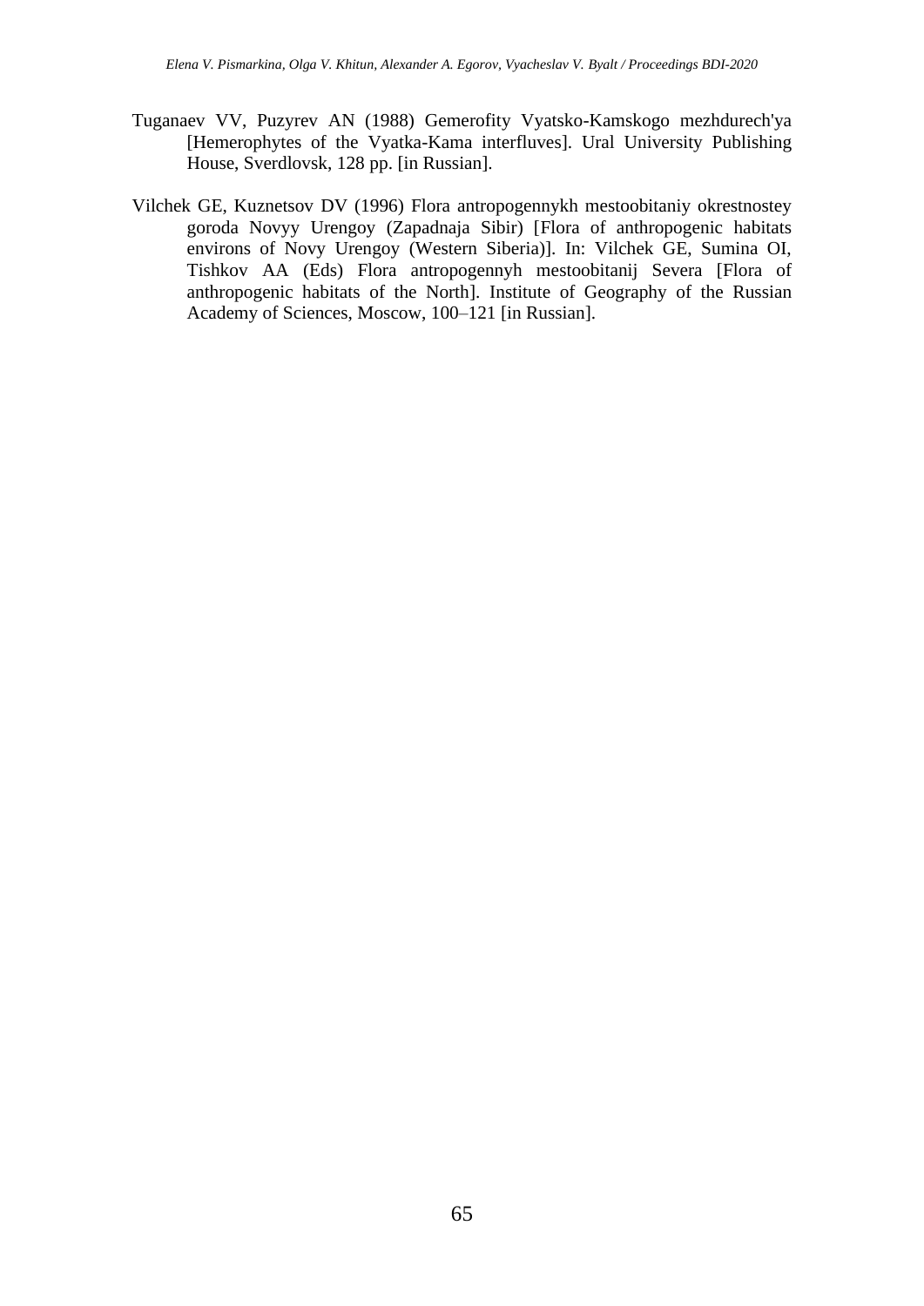Tuganaev VV, Puzyrev AN (1988) Gemerofity Vyatsko-Kamskogo mezhdurech'ya [Hemerophytes of the Vyatka-Kama interfluves]. Ural University Publishing House, Sverdlovsk, 128 pp. [in Russian].

Vilchek GE, Kuznetsov DV (1996) Flora antropogennykh mestoobitaniy okrestnostey goroda Novyy Urengoy (Zapadnaja Sibir) [Flora of anthropogenic habitats environs of Novy Urengoy (Western Siberia)]. In: Vilchek GE, Sumina OI, Tishkov AA (Eds) Flora antropogennyh mestoobitanij Severa [Flora of anthropogenic habitats of the North]. Institute of Geography of the Russian Academy of Sciences, Moscow, 100–121 [in Russian].